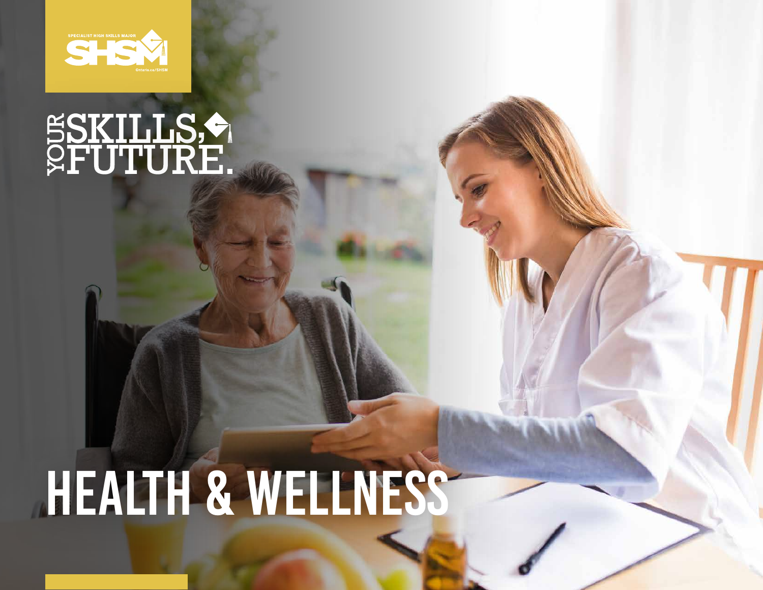SPECIALIST HIGH SKILLS MAJOR

SHSM

Ontario.ca/SHSM

YOUR SKILLS, FUTURE.

# HEALTH & WELLNESS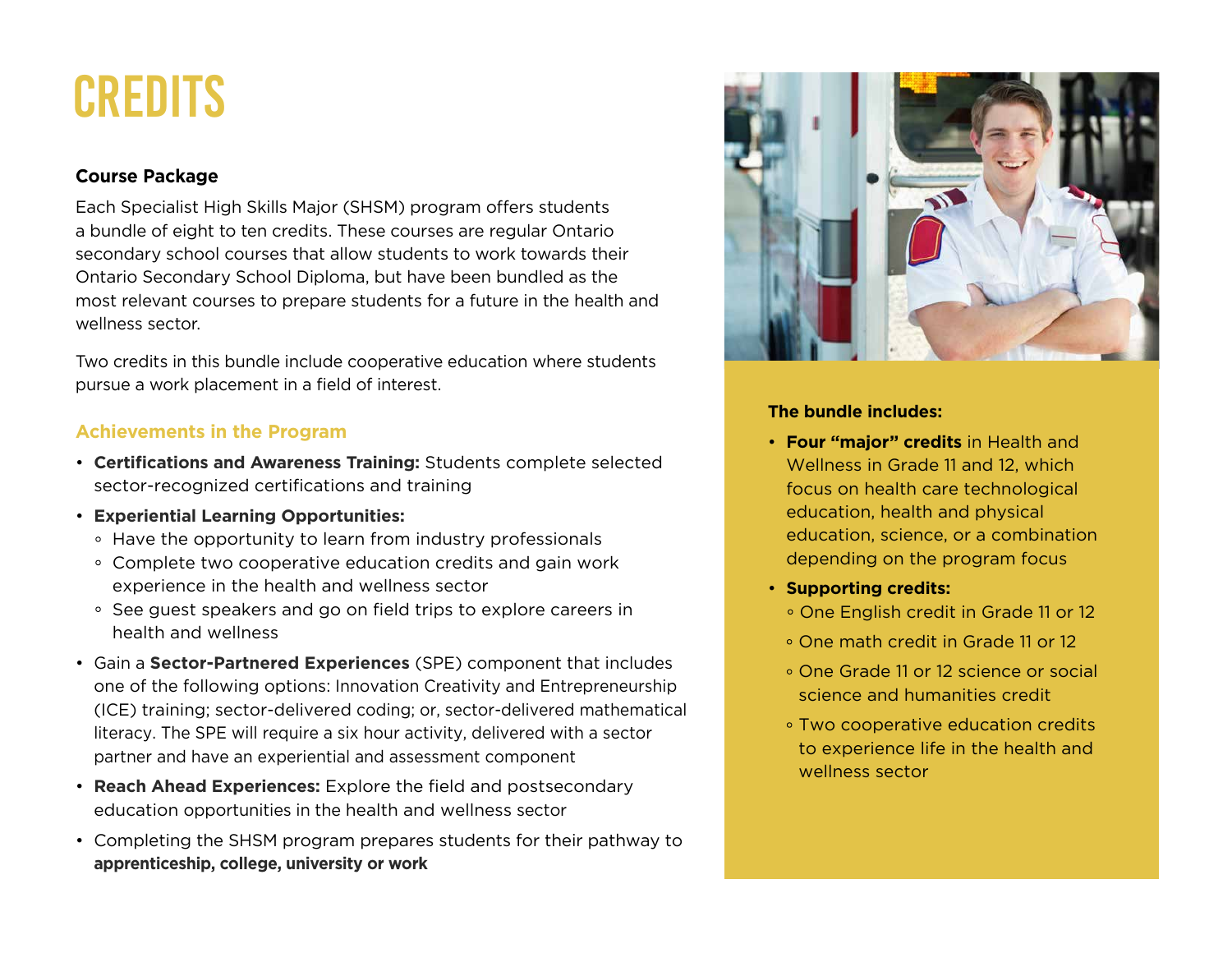# CREDITS

**Course Package**

Each Specialist High Skills Major (SHSM) program offers students a bundle of eight to ten credits. These courses are regular Ontario secondary school courses that allow students to work towards their Ontario Secondary School Diploma, but have been bundled as the most relevant courses to prepare students for a future in the health and wellness sector.

Two credits in this bundle include cooperative education where students pursue a work placement in a field of interest.

### Achievements in the Program

- **Certifications and Awareness Training:** Students complete selected sector-recognized certifications and training
- **Experiential Learning Opportunities:**
  - Have the opportunity to learn from industry professionals
  - Complete two cooperative education credits and gain work experience in the health and wellness sector
  - See guest speakers and go on field trips to explore careers in health and wellness
- Gain a **Sector-Partnered Experiences** (SPE) component that includes one of the following options: Innovation Creativity and Entrepreneurship (ICE) training; sector-delivered coding; or, sector-delivered mathematical literacy. The SPE will require a six hour activity, delivered with a sector partner and have an experiential and assessment component
- **Reach Ahead Experiences:** Explore the field and postsecondary education opportunities in the health and wellness sector
- Completing the SHSM program prepares students for their pathway to **apprenticeship, college, university or work**

**The bundle includes:**

- **Four "major" credits** in Health and Wellness in Grade 11 and 12, which focus on health care technological education, health and physical education, science, or a combination depending on the program focus
- **Supporting credits:**
  - One English credit in Grade 11 or 12
  - One math credit in Grade 11 or 12
  - One Grade 11 or 12 science or social science and humanities credit
  - Two cooperative education credits to experience life in the health and wellness sector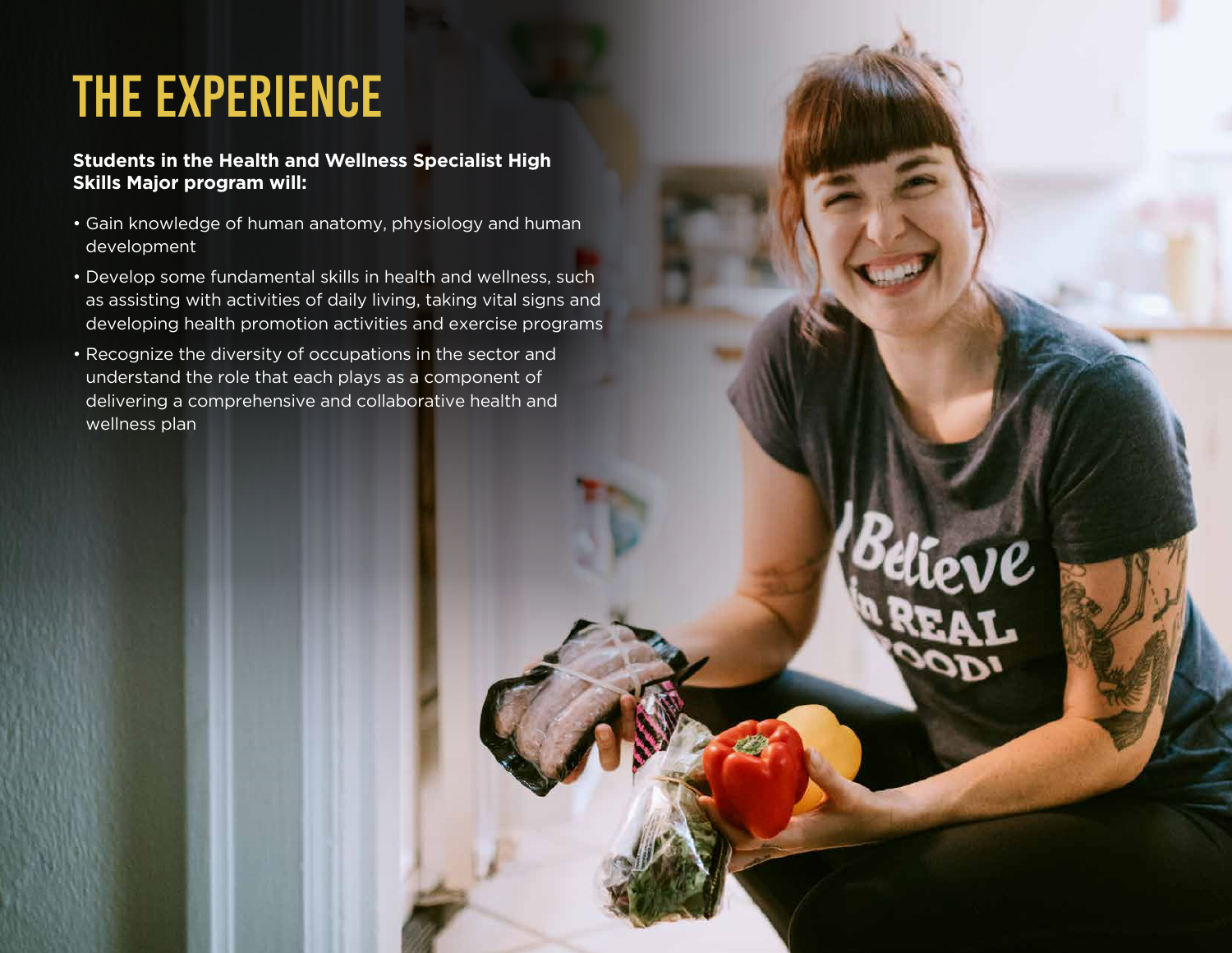# THE EXPERIENCE

**Students in the Health and Wellness Specialist High Skills Major program will:**

- Gain knowledge of human anatomy, physiology and human development
- Develop some fundamental skills in health and wellness, such as assisting with activities of daily living, taking vital signs and developing health promotion activities and exercise programs
- Recognize the diversity of occupations in the sector and understand the role that each plays as a component of delivering a comprehensive and collaborative health and wellness plan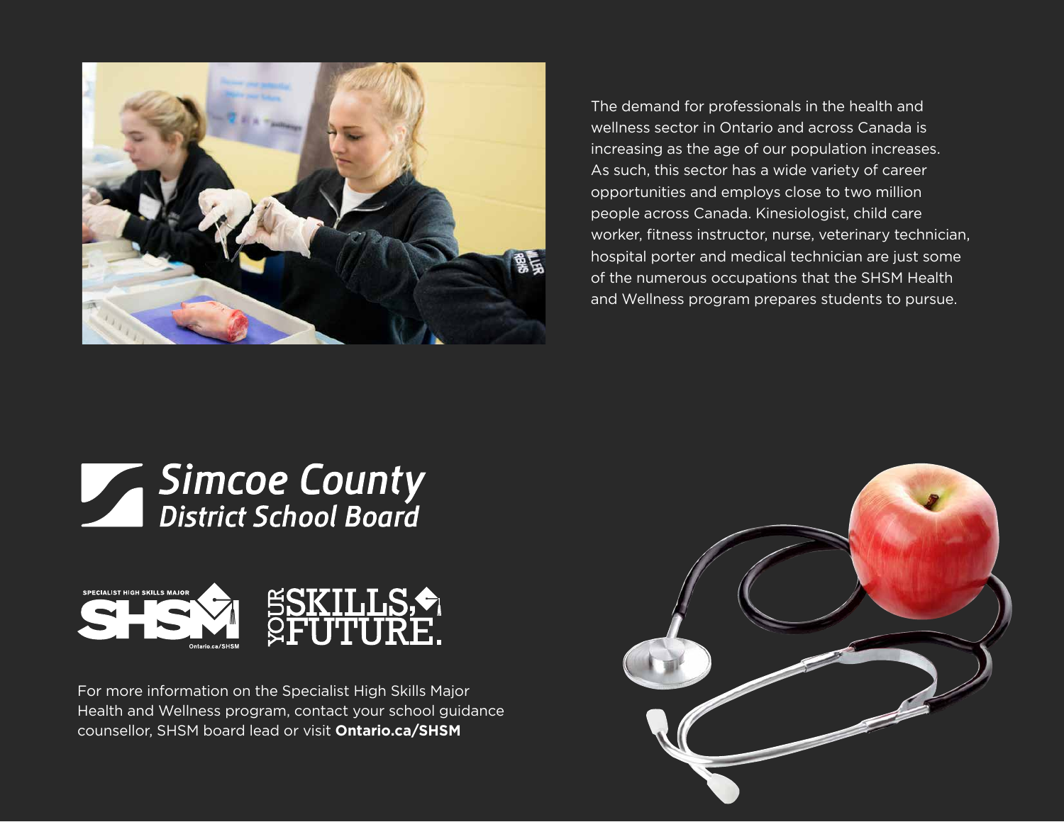The demand for professionals in the health and wellness sector in Ontario and across Canada is increasing as the age of our population increases. As such, this sector has a wide variety of career opportunities and employs close to two million people across Canada. Kinesiologist, child care worker, fitness instructor, nurse, veterinary technician, hospital porter and medical technician are just some of the numerous occupations that the SHSM Health and Wellness program prepares students to pursue.

Simcoe County
District School Board

SPECIALIST HIGH SKILLS MAJOR
SHSM
Ontario.ca/SHSM

YOUR SKILLS, YOUR FUTURE.

For more information on the Specialist High Skills Major Health and Wellness program, contact your school guidance counsellor, SHSM board lead or visit **Ontario.ca/SHSM**